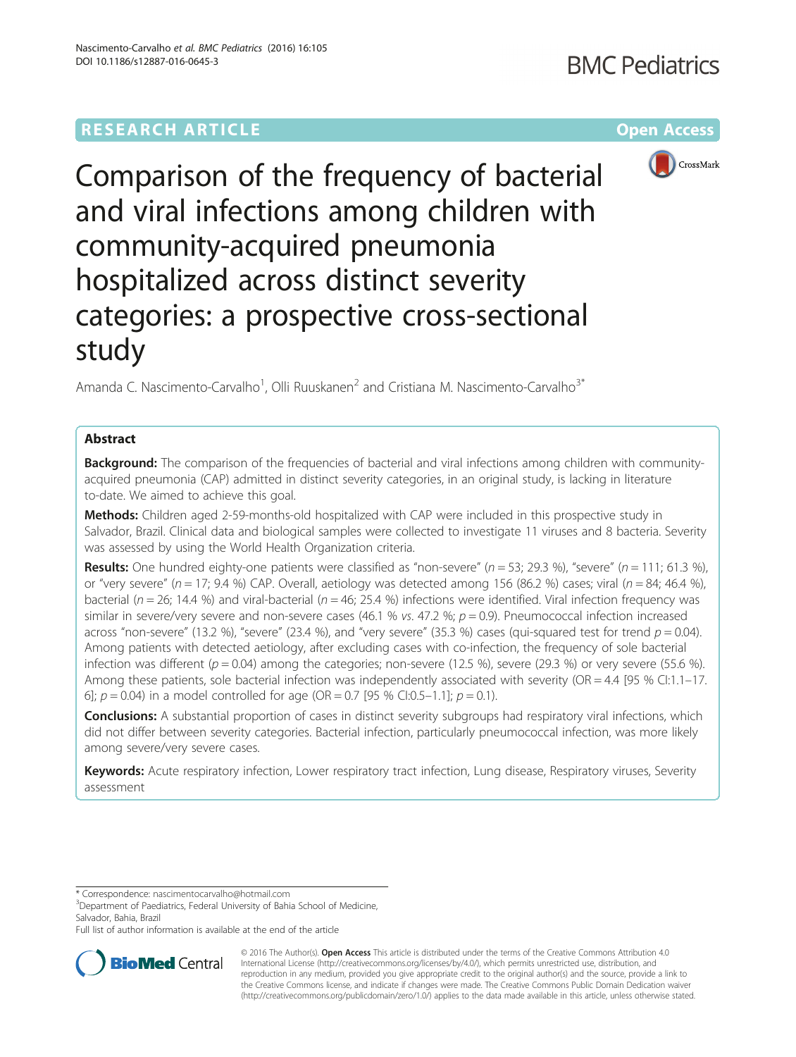RESEARCH ARTICLE

Open Access

# Comparison of the frequency of bacterial and viral infections among children with community-acquired pneumonia hospitalized across distinct severity categories: a prospective cross-sectional study

Amanda C. Nascimento-Carvalho[1], Olli Ruuskanen[2] and Cristiana M. Nascimento-Carvalho[3*]

## Abstract

**Background:** The comparison of the frequencies of bacterial and viral infections among children with community-acquired pneumonia (CAP) admitted in distinct severity categories, in an original study, is lacking in literature to-date. We aimed to achieve this goal.

**Methods:** Children aged 2-59-months-old hospitalized with CAP were included in this prospective study in Salvador, Brazil. Clinical data and biological samples were collected to investigate 11 viruses and 8 bacteria. Severity was assessed by using the World Health Organization criteria.

**Results:** One hundred eighty-one patients were classified as "non-severe" ($n = 53$; 29.3 %), "severe" ($n = 111$; 61.3 %), or "very severe" ($n = 17$; 9.4 %) CAP. Overall, aetiology was detected among 156 (86.2 %) cases; viral ($n = 84$; 46.4 %), bacterial ($n = 26$; 14.4 %) and viral-bacterial ($n = 46$; 25.4 %) infections were identified. Viral infection frequency was similar in severe/very severe and non-severe cases (46.1 % *vs.* 47.2 %; $p = 0.9$). Pneumococcal infection increased across "non-severe" (13.2 %), "severe" (23.4 %), and "very severe" (35.3 %) cases (qui-squared test for trend $p = 0.04$). Among patients with detected aetiology, after excluding cases with co-infection, the frequency of sole bacterial infection was different ($p = 0.04$) among the categories; non-severe (12.5 %), severe (29.3 %) or very severe (55.6 %). Among these patients, sole bacterial infection was independently associated with severity (OR = 4.4 [95 % CI:1.1–17.6]; $p = 0.04$) in a model controlled for age (OR = 0.7 [95 % CI:0.5–1.1]; $p = 0.1$).

**Conclusions:** A substantial proportion of cases in distinct severity subgroups had respiratory viral infections, which did not differ between severity categories. Bacterial infection, particularly pneumococcal infection, was more likely among severe/very severe cases.

**Keywords:** Acute respiratory infection, Lower respiratory tract infection, Lung disease, Respiratory viruses, Severity assessment

---

\* Correspondence: nascimentocarvalho@hotmail.com

[3]Department of Paediatrics, Federal University of Bahia School of Medicine, Salvador, Bahia, Brazil

Full list of author information is available at the end of the article

© 2016 The Author(s). **Open Access** This article is distributed under the terms of the Creative Commons Attribution 4.0 International License (http://creativecommons.org/licenses/by/4.0/), which permits unrestricted use, distribution, and reproduction in any medium, provided you give appropriate credit to the original author(s) and the source, provide a link to the Creative Commons license, and indicate if changes were made. The Creative Commons Public Domain Dedication waiver (http://creativecommons.org/publicdomain/zero/1.0/) applies to the data made available in this article, unless otherwise stated.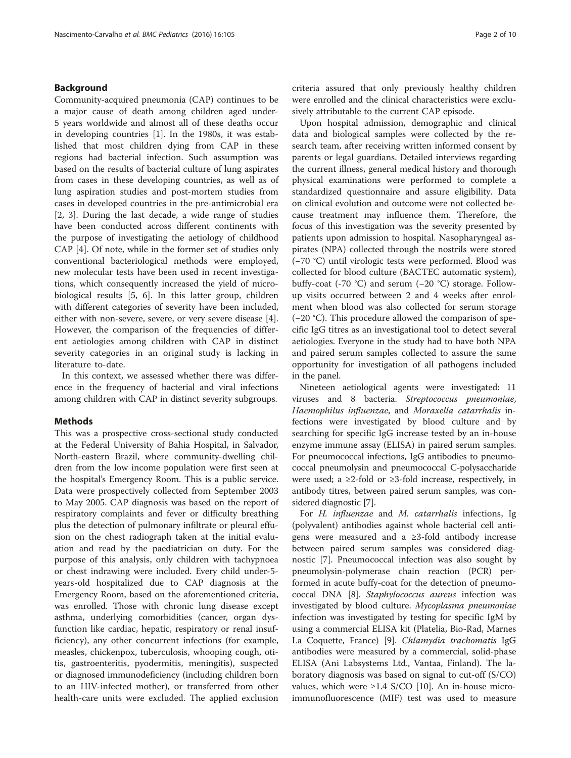## Background

Community-acquired pneumonia (CAP) continues to be a major cause of death among children aged under-5 years worldwide and almost all of these deaths occur in developing countries [1]. In the 1980s, it was established that most children dying from CAP in these regions had bacterial infection. Such assumption was based on the results of bacterial culture of lung aspirates from cases in these developing countries, as well as of lung aspiration studies and post-mortem studies from cases in developed countries in the pre-antimicrobial era [2, 3]. During the last decade, a wide range of studies have been conducted across different continents with the purpose of investigating the aetiology of childhood CAP [4]. Of note, while in the former set of studies only conventional bacteriological methods were employed, new molecular tests have been used in recent investigations, which consequently increased the yield of microbiological results [5, 6]. In this latter group, children with different categories of severity have been included, either with non-severe, severe, or very severe disease [4]. However, the comparison of the frequencies of different aetiologies among children with CAP in distinct severity categories in an original study is lacking in literature to-date.

In this context, we assessed whether there was difference in the frequency of bacterial and viral infections among children with CAP in distinct severity subgroups.

## Methods

This was a prospective cross-sectional study conducted at the Federal University of Bahia Hospital, in Salvador, North-eastern Brazil, where community-dwelling children from the low income population were first seen at the hospital's Emergency Room. This is a public service. Data were prospectively collected from September 2003 to May 2005. CAP diagnosis was based on the report of respiratory complaints and fever or difficulty breathing plus the detection of pulmonary infiltrate or pleural effusion on the chest radiograph taken at the initial evaluation and read by the paediatrician on duty. For the purpose of this analysis, only children with tachypnoea or chest indrawing were included. Every child under-5-years-old hospitalized due to CAP diagnosis at the Emergency Room, based on the aforementioned criteria, was enrolled. Those with chronic lung disease except asthma, underlying comorbidities (cancer, organ dysfunction like cardiac, hepatic, respiratory or renal insufficiency), any other concurrent infections (for example, measles, chickenpox, tuberculosis, whooping cough, otitis, gastroenteritis, pyodermitis, meningitis), suspected or diagnosed immunodeficiency (including children born to an HIV-infected mother), or transferred from other health-care units were excluded. The applied exclusion criteria assured that only previously healthy children were enrolled and the clinical characteristics were exclusively attributable to the current CAP episode.

Upon hospital admission, demographic and clinical data and biological samples were collected by the research team, after receiving written informed consent by parents or legal guardians. Detailed interviews regarding the current illness, general medical history and thorough physical examinations were performed to complete a standardized questionnaire and assure eligibility. Data on clinical evolution and outcome were not collected because treatment may influence them. Therefore, the focus of this investigation was the severity presented by patients upon admission to hospital. Nasopharyngeal aspirates (NPA) collected through the nostrils were stored (−70 °C) until virologic tests were performed. Blood was collected for blood culture (BACTEC automatic system), buffy-coat (-70 °C) and serum (−20 °C) storage. Follow-up visits occurred between 2 and 4 weeks after enrolment when blood was also collected for serum storage (−20 °C). This procedure allowed the comparison of specific IgG titres as an investigational tool to detect several aetiologies. Everyone in the study had to have both NPA and paired serum samples collected to assure the same opportunity for investigation of all pathogens included in the panel.

Nineteen aetiological agents were investigated: 11 viruses and 8 bacteria. *Streptococcus pneumoniae*, *Haemophilus influenzae*, and *Moraxella catarrhalis* infections were investigated by blood culture and by searching for specific IgG increase tested by an in-house enzyme immune assay (ELISA) in paired serum samples. For pneumococcal infections, IgG antibodies to pneumococcal pneumolysin and pneumococcal C-polysaccharide were used; a ≥2-fold or ≥3-fold increase, respectively, in antibody titres, between paired serum samples, was considered diagnostic [7].

For *H. influenzae* and *M. catarrhalis* infections, Ig (polyvalent) antibodies against whole bacterial cell antigens were measured and a ≥3-fold antibody increase between paired serum samples was considered diagnostic [7]. Pneumococcal infection was also sought by pneumolysin-polymerase chain reaction (PCR) performed in acute buffy-coat for the detection of pneumococcal DNA [8]. *Staphylococcus aureus* infection was investigated by blood culture. *Mycoplasma pneumoniae* infection was investigated by testing for specific IgM by using a commercial ELISA kit (Platelia, Bio-Rad, Marnes La Coquette, France) [9]. *Chlamydia trachomatis* IgG antibodies were measured by a commercial, solid-phase ELISA (Ani Labsystems Ltd., Vantaa, Finland). The laboratory diagnosis was based on signal to cut-off (S/CO) values, which were ≥1.4 S/CO [10]. An in-house micro-immunofluorescence (MIF) test was used to measure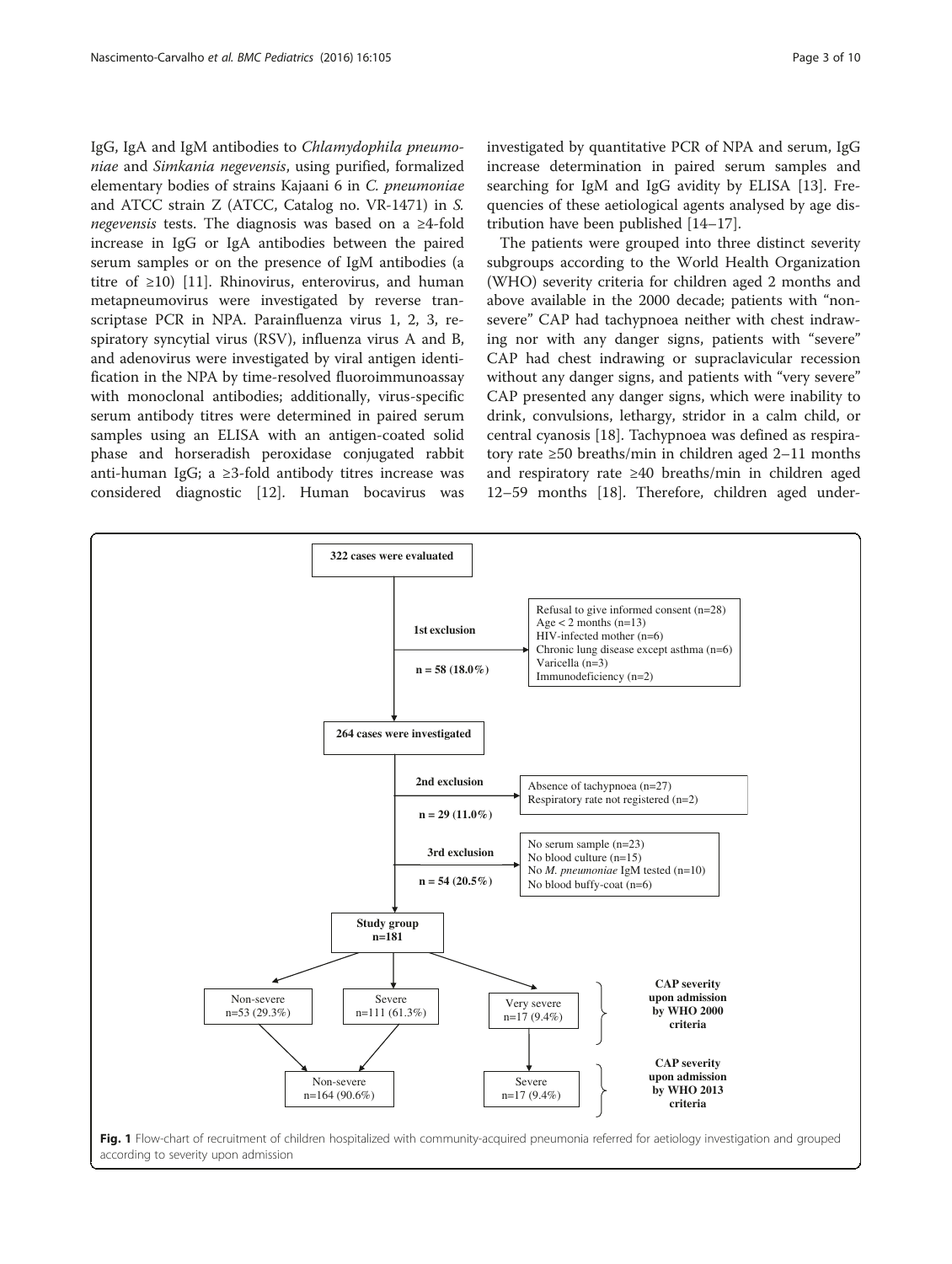IgG, IgA and IgM antibodies to *Chlamydophila pneumoniae* and *Simkania negevensis*, using purified, formalized elementary bodies of strains Kajaani 6 in *C. pneumoniae* and ATCC strain Z (ATCC, Catalog no. VR-1471) in *S. negevensis* tests. The diagnosis was based on a ≥4-fold increase in IgG or IgA antibodies between the paired serum samples or on the presence of IgM antibodies (a titre of ≥10) [11]. Rhinovirus, enterovirus, and human metapneumovirus were investigated by reverse transcriptase PCR in NPA. Parainfluenza virus 1, 2, 3, respiratory syncytial virus (RSV), influenza virus A and B, and adenovirus were investigated by viral antigen identification in the NPA by time-resolved fluoroimmunoassay with monoclonal antibodies; additionally, virus-specific serum antibody titres were determined in paired serum samples using an ELISA with an antigen-coated solid phase and horseradish peroxidase conjugated rabbit anti-human IgG; a ≥3-fold antibody titres increase was considered diagnostic [12]. Human bocavirus was investigated by quantitative PCR of NPA and serum, IgG increase determination in paired serum samples and searching for IgM and IgG avidity by ELISA [13]. Frequencies of these aetiological agents analysed by age distribution have been published [14–17].

The patients were grouped into three distinct severity subgroups according to the World Health Organization (WHO) severity criteria for children aged 2 months and above available in the 2000 decade; patients with "non-severe" CAP had tachypnoea neither with chest indrawing nor with any danger signs, patients with "severe" CAP had chest indrawing or supraclavicular recession without any danger signs, and patients with "very severe" CAP presented any danger signs, which were inability to drink, convulsions, lethargy, stridor in a calm child, or central cyanosis [18]. Tachypnoea was defined as respiratory rate ≥50 breaths/min in children aged 2–11 months and respiratory rate ≥40 breaths/min in children aged 12–59 months [18]. Therefore, children aged under-

```
322 cases were evaluated
  |
  |-- 1st exclusion, n = 58 (18.0%):
  |     Refusal to give informed consent (n=28)
  |     Age < 2 months (n=13)
  |     HIV-infected mother (n=6)
  |     Chronic lung disease except asthma (n=6)
  |     Varicella (n=3)
  |     Immunodeficiency (n=2)
  v
264 cases were investigated
  |
  |-- 2nd exclusion, n = 29 (11.0%):
  |     Absence of tachypnoea (n=27)
  |     Respiratory rate not registered (n=2)
  |
  |-- 3rd exclusion, n = 54 (20.5%):
  |     No serum sample (n=23)
  |     No blood culture (n=15)
  |     No M. pneumoniae IgM tested (n=10)
  |     No blood buffy-coat (n=6)
  v
Study group n=181

CAP severity upon admission by WHO 2000 criteria:
  Non-severe n=53 (29.3%) | Severe n=111 (61.3%) | Very severe n=17 (9.4%)

CAP severity upon admission by WHO 2013 criteria:
  Non-severe n=164 (90.6%) | Severe n=17 (9.4%)
```

**Fig. 1** Flow-chart of recruitment of children hospitalized with community-acquired pneumonia referred for aetiology investigation and grouped according to severity upon admission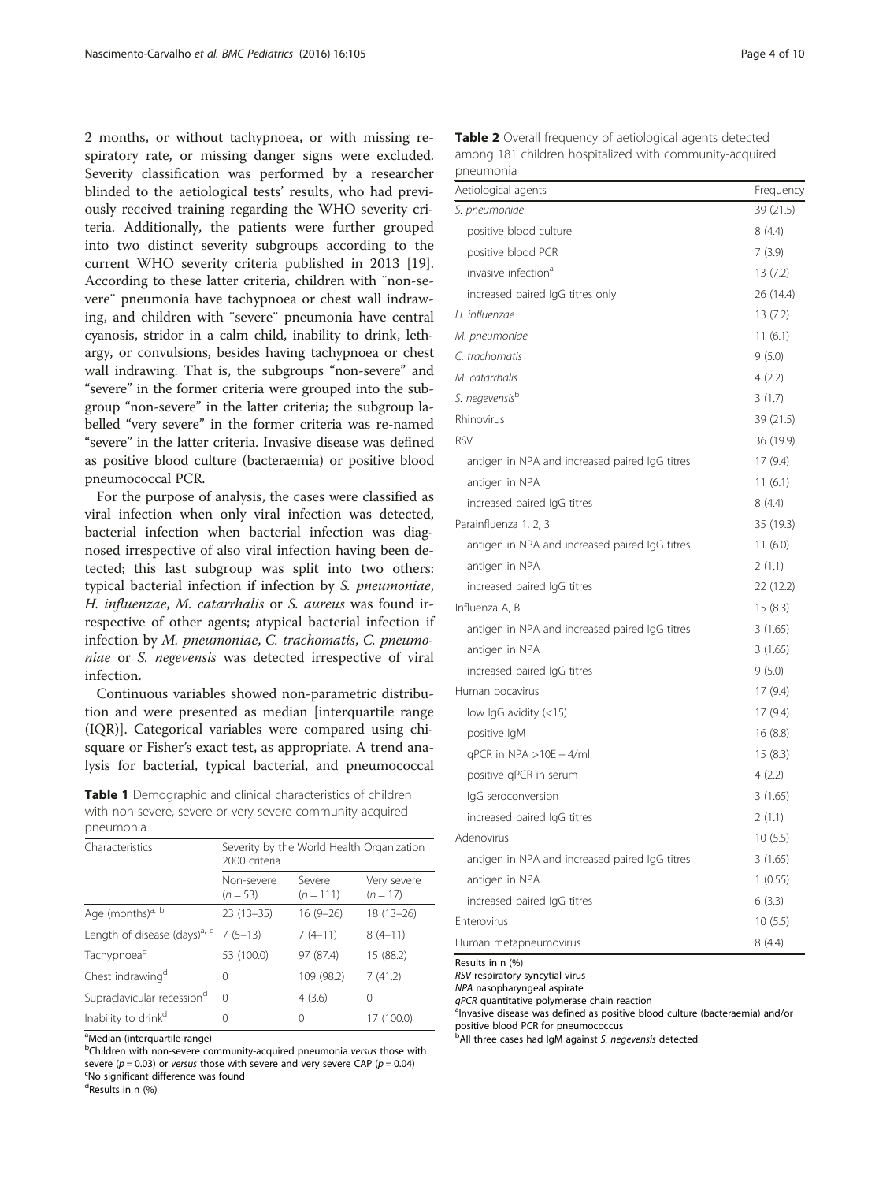2 months, or without tachypnoea, or with missing respiratory rate, or missing danger signs were excluded. Severity classification was performed by a researcher blinded to the aetiological tests' results, who had previously received training regarding the WHO severity criteria. Additionally, the patients were further grouped into two distinct severity subgroups according to the current WHO severity criteria published in 2013 [19]. According to these latter criteria, children with ¨non-severe¨ pneumonia have tachypnoea or chest wall indrawing, and children with ¨severe¨ pneumonia have central cyanosis, stridor in a calm child, inability to drink, lethargy, or convulsions, besides having tachypnoea or chest wall indrawing. That is, the subgroups "non-severe" and "severe" in the former criteria were grouped into the subgroup "non-severe" in the latter criteria; the subgroup labelled "very severe" in the former criteria was re-named "severe" in the latter criteria. Invasive disease was defined as positive blood culture (bacteraemia) or positive blood pneumococcal PCR.

For the purpose of analysis, the cases were classified as viral infection when only viral infection was detected, bacterial infection when bacterial infection was diagnosed irrespective of also viral infection having been detected; this last subgroup was split into two others: typical bacterial infection if infection by *S. pneumoniae*, *H. influenzae*, *M. catarrhalis* or *S. aureus* was found irrespective of other agents; atypical bacterial infection if infection by *M. pneumoniae*, *C. trachomatis*, *C. pneumoniae* or *S. negevensis* was detected irrespective of viral infection.

Continuous variables showed non-parametric distribution and were presented as median [interquartile range (IQR)]. Categorical variables were compared using chi-square or Fisher's exact test, as appropriate. A trend analysis for bacterial, typical bacterial, and pneumococcal

**Table 1** Demographic and clinical characteristics of children with non-severe, severe or very severe community-acquired pneumonia

| Characteristics | Severity by the World Health Organization 2000 criteria | | |
|---|---|---|---|
| | Non-severe (n = 53) | Severe (n = 111) | Very severe (n = 17) |
| Age (months)[a, b] | 23 (13–35) | 16 (9–26) | 18 (13–26) |
| Length of disease (days)[a, c] | 7 (5–13) | 7 (4–11) | 8 (4–11) |
| Tachypnoea[d] | 53 (100.0) | 97 (87.4) | 15 (88.2) |
| Chest indrawing[d] | 0 | 109 (98.2) | 7 (41.2) |
| Supraclavicular recession[d] | 0 | 4 (3.6) | 0 |
| Inability to drink[d] | 0 | 0 | 17 (100.0) |

[a]Median (interquartile range)
[b]Children with non-severe community-acquired pneumonia *versus* those with severe ($p = 0.03$) or *versus* those with severe and very severe CAP ($p = 0.04$)
[c]No significant difference was found
[d]Results in n (%)

**Table 2** Overall frequency of aetiological agents detected among 181 children hospitalized with community-acquired pneumonia

| Aetiological agents | Frequency |
|---|---|
| *S. pneumoniae* | 39 (21.5) |
| positive blood culture | 8 (4.4) |
| positive blood PCR | 7 (3.9) |
| invasive infection[a] | 13 (7.2) |
| increased paired IgG titres only | 26 (14.4) |
| *H. influenzae* | 13 (7.2) |
| *M. pneumoniae* | 11 (6.1) |
| *C. trachomatis* | 9 (5.0) |
| *M. catarrhalis* | 4 (2.2) |
| *S. negevensis*[b] | 3 (1.7) |
| Rhinovirus | 39 (21.5) |
| RSV | 36 (19.9) |
| antigen in NPA and increased paired IgG titres | 17 (9.4) |
| antigen in NPA | 11 (6.1) |
| increased paired IgG titres | 8 (4.4) |
| Parainfluenza 1, 2, 3 | 35 (19.3) |
| antigen in NPA and increased paired IgG titres | 11 (6.0) |
| antigen in NPA | 2 (1.1) |
| increased paired IgG titres | 22 (12.2) |
| Influenza A, B | 15 (8.3) |
| antigen in NPA and increased paired IgG titres | 3 (1.65) |
| antigen in NPA | 3 (1.65) |
| increased paired IgG titres | 9 (5.0) |
| Human bocavirus | 17 (9.4) |
| low IgG avidity (<15) | 17 (9.4) |
| positive IgM | 16 (8.8) |
| qPCR in NPA >10E + 4/ml | 15 (8.3) |
| positive qPCR in serum | 4 (2.2) |
| IgG seroconversion | 3 (1.65) |
| increased paired IgG titres | 2 (1.1) |
| Adenovirus | 10 (5.5) |
| antigen in NPA and increased paired IgG titres | 3 (1.65) |
| antigen in NPA | 1 (0.55) |
| increased paired IgG titres | 6 (3.3) |
| Enterovirus | 10 (5.5) |
| Human metapneumovirus | 8 (4.4) |

Results in n (%)
*RSV* respiratory syncytial virus
*NPA* nasopharyngeal aspirate
*qPCR* quantitative polymerase chain reaction
[a]Invasive disease was defined as positive blood culture (bacteraemia) and/or positive blood PCR for pneumococcus
[b]All three cases had IgM against *S. negevensis* detected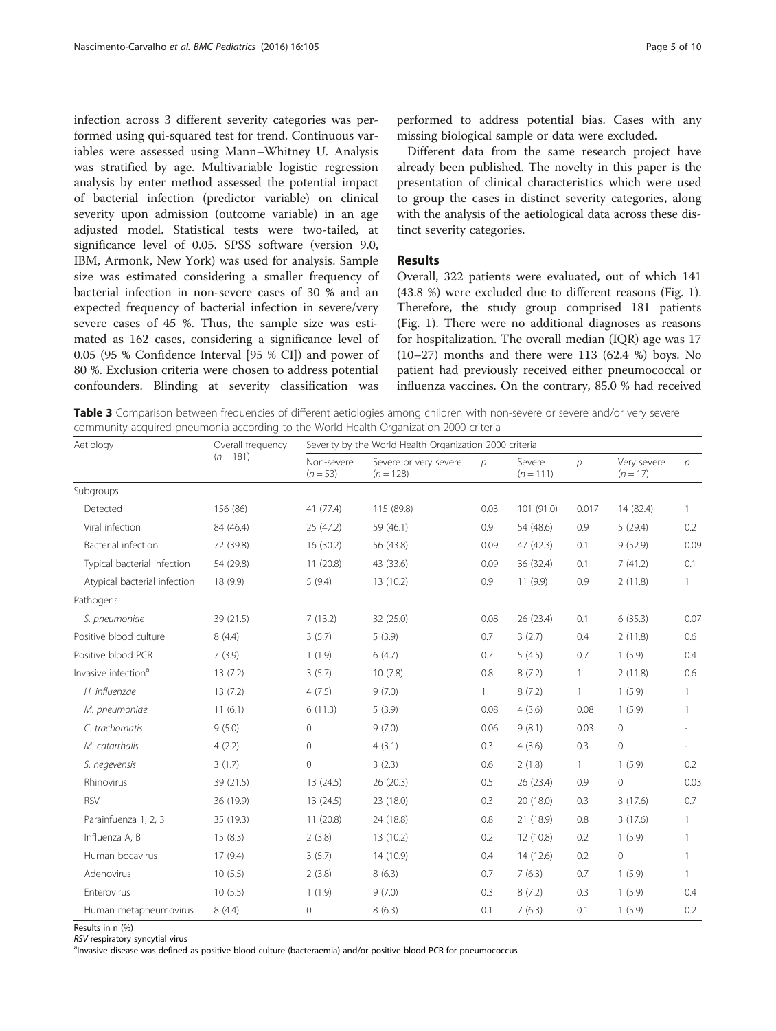infection across 3 different severity categories was performed using qui-squared test for trend. Continuous variables were assessed using Mann–Whitney U. Analysis was stratified by age. Multivariable logistic regression analysis by enter method assessed the potential impact of bacterial infection (predictor variable) on clinical severity upon admission (outcome variable) in an age adjusted model. Statistical tests were two-tailed, at significance level of 0.05. SPSS software (version 9.0, IBM, Armonk, New York) was used for analysis. Sample size was estimated considering a smaller frequency of bacterial infection in non-severe cases of 30 % and an expected frequency of bacterial infection in severe/very severe cases of 45 %. Thus, the sample size was estimated as 162 cases, considering a significance level of 0.05 (95 % Confidence Interval [95 % CI]) and power of 80 %. Exclusion criteria were chosen to address potential confounders. Blinding at severity classification was performed to address potential bias. Cases with any missing biological sample or data were excluded.

Different data from the same research project have already been published. The novelty in this paper is the presentation of clinical characteristics which were used to group the cases in distinct severity categories, along with the analysis of the aetiological data across these distinct severity categories.

## Results

Overall, 322 patients were evaluated, out of which 141 (43.8 %) were excluded due to different reasons (Fig. 1). Therefore, the study group comprised 181 patients (Fig. 1). There were no additional diagnoses as reasons for hospitalization. The overall median (IQR) age was 17 (10–27) months and there were 113 (62.4 %) boys. No patient had previously received either pneumococcal or influenza vaccines. On the contrary, 85.0 % had received

**Table 3** Comparison between frequencies of different aetiologies among children with non-severe or severe and/or very severe community-acquired pneumonia according to the World Health Organization 2000 criteria

| Aetiology | Overall frequency ($n = 181$) | Severity by the World Health Organization 2000 criteria | | | | | | |
|---|---|---|---|---|---|---|---|---|
| | | Non-severe ($n = 53$) | Severe or very severe ($n = 128$) | $p$ | Severe ($n = 111$) | $p$ | Very severe ($n = 17$) | $p$ |
| Subgroups | | | | | | | | |
| Detected | 156 (86) | 41 (77.4) | 115 (89.8) | 0.03 | 101 (91.0) | 0.017 | 14 (82.4) | 1 |
| Viral infection | 84 (46.4) | 25 (47.2) | 59 (46.1) | 0.9 | 54 (48.6) | 0.9 | 5 (29.4) | 0.2 |
| Bacterial infection | 72 (39.8) | 16 (30.2) | 56 (43.8) | 0.09 | 47 (42.3) | 0.1 | 9 (52.9) | 0.09 |
| Typical bacterial infection | 54 (29.8) | 11 (20.8) | 43 (33.6) | 0.09 | 36 (32.4) | 0.1 | 7 (41.2) | 0.1 |
| Atypical bacterial infection | 18 (9.9) | 5 (9.4) | 13 (10.2) | 0.9 | 11 (9.9) | 0.9 | 2 (11.8) | 1 |
| Pathogens | | | | | | | | |
| *S. pneumoniae* | 39 (21.5) | 7 (13.2) | 32 (25.0) | 0.08 | 26 (23.4) | 0.1 | 6 (35.3) | 0.07 |
| Positive blood culture | 8 (4.4) | 3 (5.7) | 5 (3.9) | 0.7 | 3 (2.7) | 0.4 | 2 (11.8) | 0.6 |
| Positive blood PCR | 7 (3.9) | 1 (1.9) | 6 (4.7) | 0.7 | 5 (4.5) | 0.7 | 1 (5.9) | 0.4 |
| Invasive infection[a] | 13 (7.2) | 3 (5.7) | 10 (7.8) | 0.8 | 8 (7.2) | 1 | 2 (11.8) | 0.6 |
| *H. influenzae* | 13 (7.2) | 4 (7.5) | 9 (7.0) | 1 | 8 (7.2) | 1 | 1 (5.9) | 1 |
| *M. pneumoniae* | 11 (6.1) | 6 (11.3) | 5 (3.9) | 0.08 | 4 (3.6) | 0.08 | 1 (5.9) | 1 |
| *C. trachomatis* | 9 (5.0) | 0 | 9 (7.0) | 0.06 | 9 (8.1) | 0.03 | 0 | - |
| *M. catarrhalis* | 4 (2.2) | 0 | 4 (3.1) | 0.3 | 4 (3.6) | 0.3 | 0 | - |
| *S. negevensis* | 3 (1.7) | 0 | 3 (2.3) | 0.6 | 2 (1.8) | 1 | 1 (5.9) | 0.2 |
| Rhinovirus | 39 (21.5) | 13 (24.5) | 26 (20.3) | 0.5 | 26 (23.4) | 0.9 | 0 | 0.03 |
| RSV | 36 (19.9) | 13 (24.5) | 23 (18.0) | 0.3 | 20 (18.0) | 0.3 | 3 (17.6) | 0.7 |
| Parainfuenza 1, 2, 3 | 35 (19.3) | 11 (20.8) | 24 (18.8) | 0.8 | 21 (18.9) | 0.8 | 3 (17.6) | 1 |
| Influenza A, B | 15 (8.3) | 2 (3.8) | 13 (10.2) | 0.2 | 12 (10.8) | 0.2 | 1 (5.9) | 1 |
| Human bocavirus | 17 (9.4) | 3 (5.7) | 14 (10.9) | 0.4 | 14 (12.6) | 0.2 | 0 | 1 |
| Adenovirus | 10 (5.5) | 2 (3.8) | 8 (6.3) | 0.7 | 7 (6.3) | 0.7 | 1 (5.9) | 1 |
| Enterovirus | 10 (5.5) | 1 (1.9) | 9 (7.0) | 0.3 | 8 (7.2) | 0.3 | 1 (5.9) | 0.4 |
| Human metapneumovirus | 8 (4.4) | 0 | 8 (6.3) | 0.1 | 7 (6.3) | 0.1 | 1 (5.9) | 0.2 |

Results in n (%)
*RSV* respiratory syncytial virus
[a]Invasive disease was defined as positive blood culture (bacteraemia) and/or positive blood PCR for pneumococcus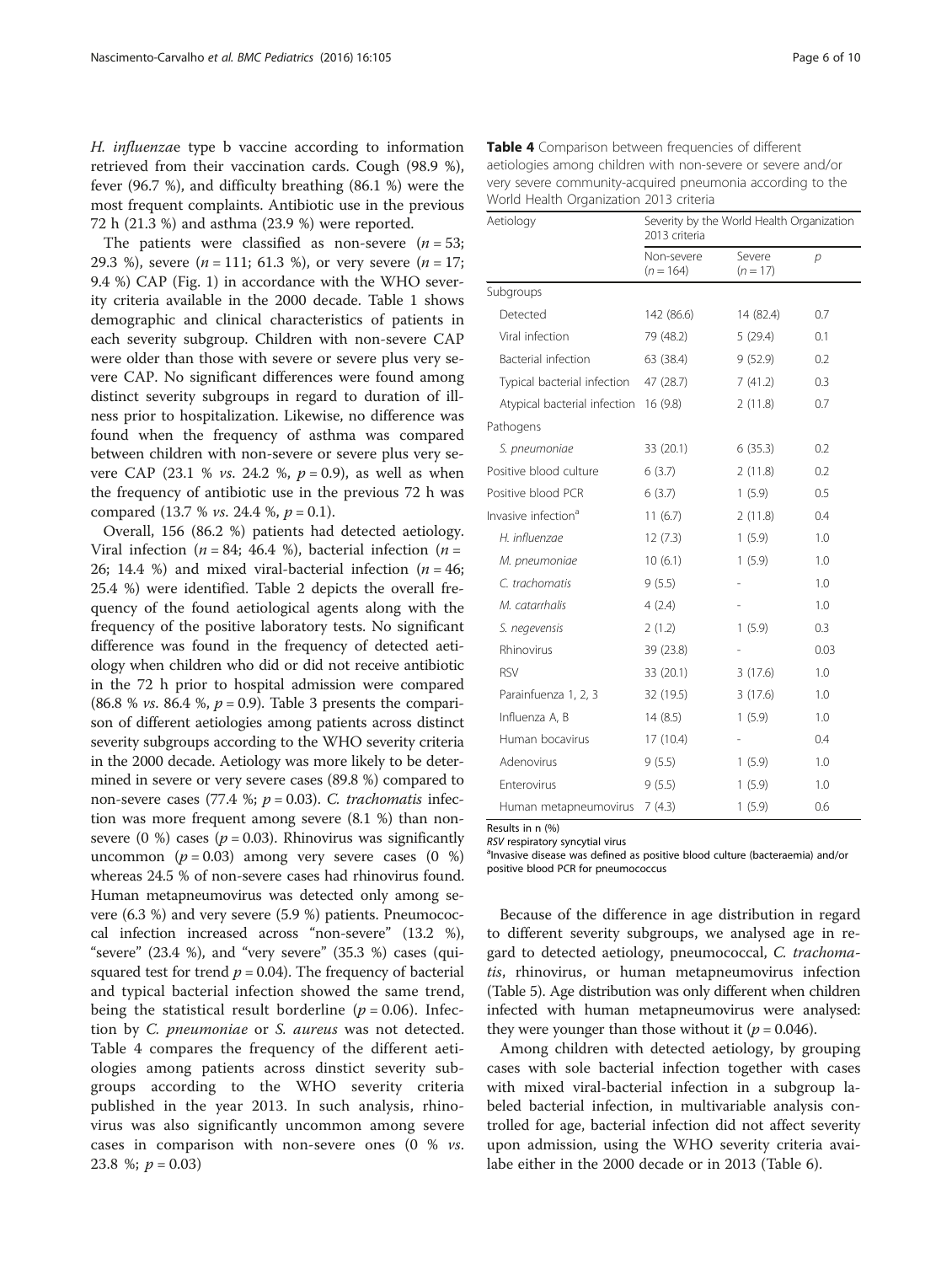*H. influenzae* type b vaccine according to information retrieved from their vaccination cards. Cough (98.9 %), fever (96.7 %), and difficulty breathing (86.1 %) were the most frequent complaints. Antibiotic use in the previous 72 h (21.3 %) and asthma (23.9 %) were reported.

The patients were classified as non-severe ($n = 53$; 29.3 %), severe ($n = 111$; 61.3 %), or very severe ($n = 17$; 9.4 %) CAP (Fig. 1) in accordance with the WHO severity criteria available in the 2000 decade. Table 1 shows demographic and clinical characteristics of patients in each severity subgroup. Children with non-severe CAP were older than those with severe or severe plus very severe CAP. No significant differences were found among distinct severity subgroups in regard to duration of illness prior to hospitalization. Likewise, no difference was found when the frequency of asthma was compared between children with non-severe or severe plus very severe CAP (23.1 % *vs.* 24.2 %, $p = 0.9$), as well as when the frequency of antibiotic use in the previous 72 h was compared (13.7 % *vs.* 24.4 %, $p = 0.1$).

Overall, 156 (86.2 %) patients had detected aetiology. Viral infection ($n = 84$; 46.4 %), bacterial infection ($n = 26$; 14.4 %) and mixed viral-bacterial infection ($n = 46$; 25.4 %) were identified. Table 2 depicts the overall frequency of the found aetiological agents along with the frequency of the positive laboratory tests. No significant difference was found in the frequency of detected aetiology when children who did or did not receive antibiotic in the 72 h prior to hospital admission were compared (86.8 % *vs.* 86.4 %, $p = 0.9$). Table 3 presents the comparison of different aetiologies among patients across distinct severity subgroups according to the WHO severity criteria in the 2000 decade. Aetiology was more likely to be determined in severe or very severe cases (89.8 %) compared to non-severe cases (77.4 %; $p = 0.03$). *C. trachomatis* infection was more frequent among severe (8.1 %) than non-severe (0 %) cases ($p = 0.03$). Rhinovirus was significantly uncommon ($p = 0.03$) among very severe cases (0 %) whereas 24.5 % of non-severe cases had rhinovirus found. Human metapneumovirus was detected only among severe (6.3 %) and very severe (5.9 %) patients. Pneumococcal infection increased across "non-severe" (13.2 %), "severe" (23.4 %), and "very severe" (35.3 %) cases (qui-squared test for trend $p = 0.04$). The frequency of bacterial and typical bacterial infection showed the same trend, being the statistical result borderline ($p = 0.06$). Infection by *C. pneumoniae* or *S. aureus* was not detected. Table 4 compares the frequency of the different aetiologies among patients across dinstict severity subgroups according to the WHO severity criteria published in the year 2013. In such analysis, rhinovirus was also significantly uncommon among severe cases in comparison with non-severe ones (0 % *vs.* 23.8 %; $p = 0.03$)

**Table 4** Comparison between frequencies of different aetiologies among children with non-severe or severe and/or very severe community-acquired pneumonia according to the World Health Organization 2013 criteria

| Aetiology | Severity by the World Health Organization 2013 criteria | | |
|---|---|---|---|
| | Non-severe ($n = 164$) | Severe ($n = 17$) | $p$ |
| Subgroups | | | |
| Detected | 142 (86.6) | 14 (82.4) | 0.7 |
| Viral infection | 79 (48.2) | 5 (29.4) | 0.1 |
| Bacterial infection | 63 (38.4) | 9 (52.9) | 0.2 |
| Typical bacterial infection | 47 (28.7) | 7 (41.2) | 0.3 |
| Atypical bacterial infection | 16 (9.8) | 2 (11.8) | 0.7 |
| Pathogens | | | |
| *S. pneumoniae* | 33 (20.1) | 6 (35.3) | 0.2 |
| Positive blood culture | 6 (3.7) | 2 (11.8) | 0.2 |
| Positive blood PCR | 6 (3.7) | 1 (5.9) | 0.5 |
| Invasive infection[a] | 11 (6.7) | 2 (11.8) | 0.4 |
| *H. influenzae* | 12 (7.3) | 1 (5.9) | 1.0 |
| *M. pneumoniae* | 10 (6.1) | 1 (5.9) | 1.0 |
| *C. trachomatis* | 9 (5.5) | - | 1.0 |
| *M. catarrhalis* | 4 (2.4) | - | 1.0 |
| *S. negevensis* | 2 (1.2) | 1 (5.9) | 0.3 |
| Rhinovirus | 39 (23.8) | - | 0.03 |
| RSV | 33 (20.1) | 3 (17.6) | 1.0 |
| Parainfuenza 1, 2, 3 | 32 (19.5) | 3 (17.6) | 1.0 |
| Influenza A, B | 14 (8.5) | 1 (5.9) | 1.0 |
| Human bocavirus | 17 (10.4) | - | 0.4 |
| Adenovirus | 9 (5.5) | 1 (5.9) | 1.0 |
| Enterovirus | 9 (5.5) | 1 (5.9) | 1.0 |
| Human metapneumovirus | 7 (4.3) | 1 (5.9) | 0.6 |

Results in n (%)
*RSV* respiratory syncytial virus
[a]Invasive disease was defined as positive blood culture (bacteraemia) and/or positive blood PCR for pneumococcus

Because of the difference in age distribution in regard to different severity subgroups, we analysed age in regard to detected aetiology, pneumococcal, *C. trachomatis*, rhinovirus, or human metapneumovirus infection (Table 5). Age distribution was only different when children infected with human metapneumovirus were analysed: they were younger than those without it ($p = 0.046$).

Among children with detected aetiology, by grouping cases with sole bacterial infection together with cases with mixed viral-bacterial infection in a subgroup labeled bacterial infection, in multivariable analysis controlled for age, bacterial infection did not affect severity upon admission, using the WHO severity criteria availabe either in the 2000 decade or in 2013 (Table 6).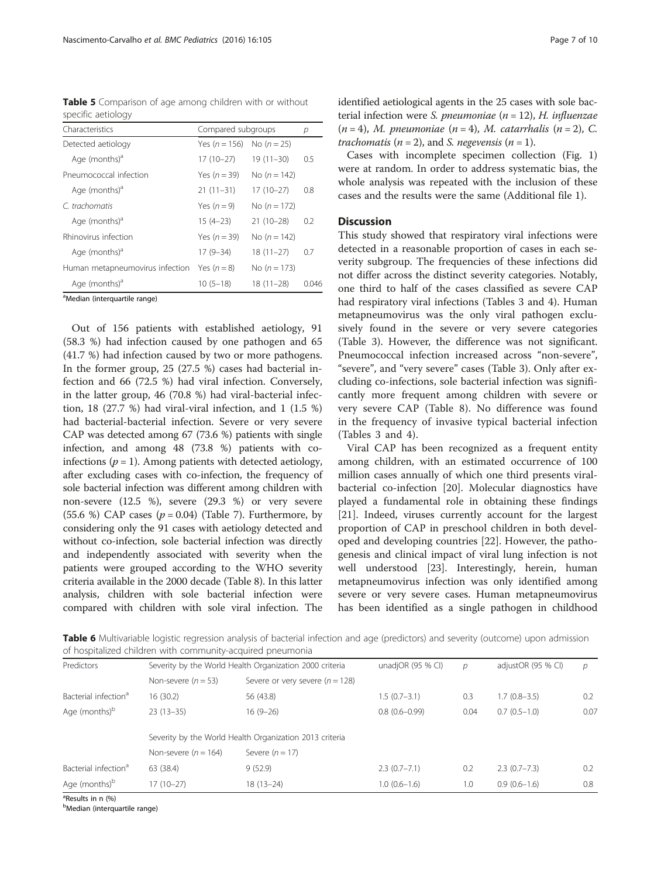**Table 5** Comparison of age among children with or without specific aetiology

| Characteristics | Compared subgroups | | p |
|---|---|---|---|
| Detected aetiology | Yes ($n = 156$) | No ($n = 25$) | |
| Age (months)[a] | 17 (10–27) | 19 (11–30) | 0.5 |
| Pneumococcal infection | Yes ($n = 39$) | No ($n = 142$) | |
| Age (months)[a] | 21 (11–31) | 17 (10–27) | 0.8 |
| *C. trachomatis* | Yes ($n = 9$) | No ($n = 172$) | |
| Age (months)[a] | 15 (4–23) | 21 (10–28) | 0.2 |
| Rhinovirus infection | Yes ($n = 39$) | No ($n = 142$) | |
| Age (months)[a] | 17 (9–34) | 18 (11–27) | 0.7 |
| Human metapneumovirus infection | Yes ($n = 8$) | No ($n = 173$) | |
| Age (months)[a] | 10 (5–18) | 18 (11–28) | 0.046 |

[a]Median (interquartile range)

Out of 156 patients with established aetiology, 91 (58.3 %) had infection caused by one pathogen and 65 (41.7 %) had infection caused by two or more pathogens. In the former group, 25 (27.5 %) cases had bacterial infection and 66 (72.5 %) had viral infection. Conversely, in the latter group, 46 (70.8 %) had viral-bacterial infection, 18 (27.7 %) had viral-viral infection, and 1 (1.5 %) had bacterial-bacterial infection. Severe or very severe CAP was detected among 67 (73.6 %) patients with single infection, and among 48 (73.8 %) patients with co-infections ($p = 1$). Among patients with detected aetiology, after excluding cases with co-infection, the frequency of sole bacterial infection was different among children with non-severe (12.5 %), severe (29.3 %) or very severe (55.6 %) CAP cases ($p = 0.04$) (Table 7). Furthermore, by considering only the 91 cases with aetiology detected and without co-infection, sole bacterial infection was directly and independently associated with severity when the patients were grouped according to the WHO severity criteria available in the 2000 decade (Table 8). In this latter analysis, children with sole bacterial infection were compared with children with sole viral infection. The identified aetiological agents in the 25 cases with sole bacterial infection were *S. pneumoniae* ($n = 12$), *H. influenzae* ($n = 4$), *M. pneumoniae* ($n = 4$), *M. catarrhalis* ($n = 2$), *C. trachomatis* ($n = 2$), and *S. negevensis* ($n = 1$).

Cases with incomplete specimen collection (Fig. 1) were at random. In order to address systematic bias, the whole analysis was repeated with the inclusion of these cases and the results were the same (Additional file 1).

## Discussion

This study showed that respiratory viral infections were detected in a reasonable proportion of cases in each severity subgroup. The frequencies of these infections did not differ across the distinct severity categories. Notably, one third to half of the cases classified as severe CAP had respiratory viral infections (Tables 3 and 4). Human metapneumovirus was the only viral pathogen exclusively found in the severe or very severe categories (Table 3). However, the difference was not significant. Pneumococcal infection increased across "non-severe", "severe", and "very severe" cases (Table 3). Only after excluding co-infections, sole bacterial infection was significantly more frequent among children with severe or very severe CAP (Table 8). No difference was found in the frequency of invasive typical bacterial infection (Tables 3 and 4).

Viral CAP has been recognized as a frequent entity among children, with an estimated occurrence of 100 million cases annually of which one third presents viral-bacterial co-infection [20]. Molecular diagnostics have played a fundamental role in obtaining these findings [21]. Indeed, viruses currently account for the largest proportion of CAP in preschool children in both developed and developing countries [22]. However, the pathogenesis and clinical impact of viral lung infection is not well understood [23]. Interestingly, herein, human metapneumovirus infection was only identified among severe or very severe cases. Human metapneumovirus has been identified as a single pathogen in childhood

**Table 6** Multivariable logistic regression analysis of bacterial infection and age (predictors) and severity (outcome) upon admission of hospitalized children with community-acquired pneumonia

| Predictors | Severity by the World Health Organization 2000 criteria | | unadjOR (95 % CI) | p | adjustOR (95 % CI) | p |
|---|---|---|---|---|---|---|
| | Non-severe ($n = 53$) | Severe or very severe ($n = 128$) | | | | |
| Bacterial infection[a] | 16 (30.2) | 56 (43.8) | 1.5 (0.7–3.1) | 0.3 | 1.7 (0.8–3.5) | 0.2 |
| Age (months)[b] | 23 (13–35) | 16 (9–26) | 0.8 (0.6–0.99) | 0.04 | 0.7 (0.5–1.0) | 0.07 |
| | Severity by the World Health Organization 2013 criteria | | | | | |
| | Non-severe ($n = 164$) | Severe ($n = 17$) | | | | |
| Bacterial infection[a] | 63 (38.4) | 9 (52.9) | 2.3 (0.7–7.1) | 0.2 | 2.3 (0.7–7.3) | 0.2 |
| Age (months)[b] | 17 (10–27) | 18 (13–24) | 1.0 (0.6–1.6) | 1.0 | 0.9 (0.6–1.6) | 0.8 |

[a]Results in n (%)

[b]Median (interquartile range)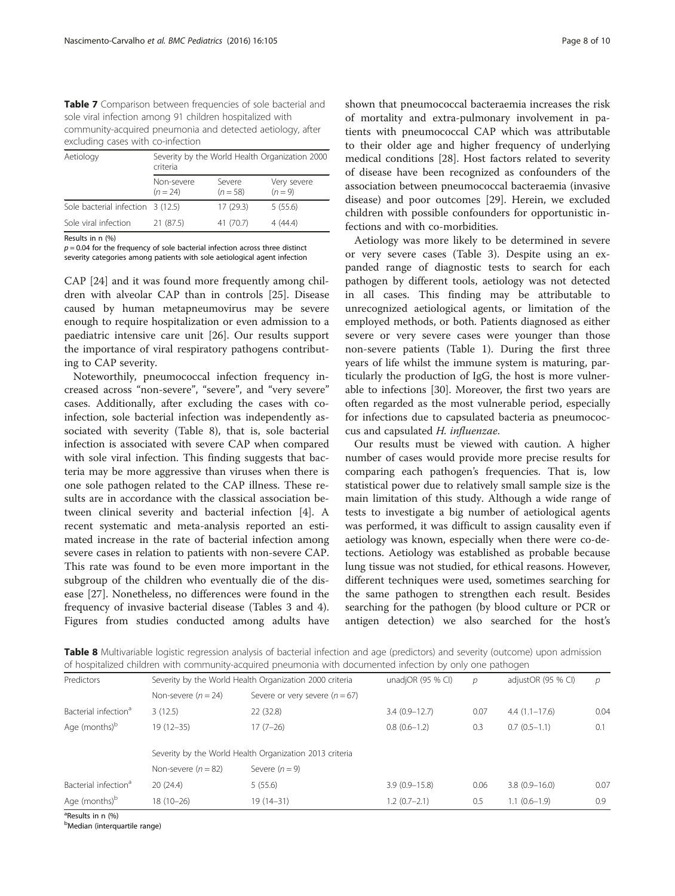**Table 7** Comparison between frequencies of sole bacterial and sole viral infection among 91 children hospitalized with community-acquired pneumonia and detected aetiology, after excluding cases with co-infection

| Aetiology | Severity by the World Health Organization 2000 criteria | | |
|---|---|---|---|
| | Non-severe ($n = 24$) | Severe ($n = 58$) | Very severe ($n = 9$) |
| Sole bacterial infection | 3 (12.5) | 17 (29.3) | 5 (55.6) |
| Sole viral infection | 21 (87.5) | 41 (70.7) | 4 (44.4) |

Results in n (%)
$p = 0.04$ for the frequency of sole bacterial infection across three distinct severity categories among patients with sole aetiological agent infection

CAP [24] and it was found more frequently among children with alveolar CAP than in controls [25]. Disease caused by human metapneumovirus may be severe enough to require hospitalization or even admission to a paediatric intensive care unit [26]. Our results support the importance of viral respiratory pathogens contributing to CAP severity.

Noteworthily, pneumococcal infection frequency increased across "non-severe", "severe", and "very severe" cases. Additionally, after excluding the cases with co-infection, sole bacterial infection was independently associated with severity (Table 8), that is, sole bacterial infection is associated with severe CAP when compared with sole viral infection. This finding suggests that bacteria may be more aggressive than viruses when there is one sole pathogen related to the CAP illness. These results are in accordance with the classical association between clinical severity and bacterial infection [4]. A recent systematic and meta-analysis reported an estimated increase in the rate of bacterial infection among severe cases in relation to patients with non-severe CAP. This rate was found to be even more important in the subgroup of the children who eventually die of the disease [27]. Nonetheless, no differences were found in the frequency of invasive bacterial disease (Tables 3 and 4). Figures from studies conducted among adults have shown that pneumococcal bacteraemia increases the risk of mortality and extra-pulmonary involvement in patients with pneumococcal CAP which was attributable to their older age and higher frequency of underlying medical conditions [28]. Host factors related to severity of disease have been recognized as confounders of the association between pneumococcal bacteraemia (invasive disease) and poor outcomes [29]. Herein, we excluded children with possible confounders for opportunistic infections and with co-morbidities.

Aetiology was more likely to be determined in severe or very severe cases (Table 3). Despite using an expanded range of diagnostic tests to search for each pathogen by different tools, aetiology was not detected in all cases. This finding may be attributable to unrecognized aetiological agents, or limitation of the employed methods, or both. Patients diagnosed as either severe or very severe cases were younger than those non-severe patients (Table 1). During the first three years of life whilst the immune system is maturing, particularly the production of IgG, the host is more vulnerable to infections [30]. Moreover, the first two years are often regarded as the most vulnerable period, especially for infections due to capsulated bacteria as pneumococcus and capsulated *H. influenzae*.

Our results must be viewed with caution. A higher number of cases would provide more precise results for comparing each pathogen's frequencies. That is, low statistical power due to relatively small sample size is the main limitation of this study. Although a wide range of tests to investigate a big number of aetiological agents was performed, it was difficult to assign causality even if aetiology was known, especially when there were co-detections. Aetiology was established as probable because lung tissue was not studied, for ethical reasons. However, different techniques were used, sometimes searching for the same pathogen to strengthen each result. Besides searching for the pathogen (by blood culture or PCR or antigen detection) we also searched for the host's

**Table 8** Multivariable logistic regression analysis of bacterial infection and age (predictors) and severity (outcome) upon admission of hospitalized children with community-acquired pneumonia with documented infection by only one pathogen

| Predictors | Severity by the World Health Organization 2000 criteria | | unadjOR (95 % CI) | p | adjustOR (95 % CI) | p |
|---|---|---|---|---|---|---|
| | Non-severe ($n = 24$) | Severe or very severe ($n = 67$) | | | | |
| Bacterial infection[a] | 3 (12.5) | 22 (32.8) | 3.4 (0.9–12.7) | 0.07 | 4.4 (1.1–17.6) | 0.04 |
| Age (months)[b] | 19 (12–35) | 17 (7–26) | 0.8 (0.6–1.2) | 0.3 | 0.7 (0.5–1.1) | 0.1 |
| | Severity by the World Health Organization 2013 criteria | | | | | |
| | Non-severe ($n = 82$) | Severe ($n = 9$) | | | | |
| Bacterial infection[a] | 20 (24.4) | 5 (55.6) | 3.9 (0.9–15.8) | 0.06 | 3.8 (0.9–16.0) | 0.07 |
| Age (months)[b] | 18 (10–26) | 19 (14–31) | 1.2 (0.7–2.1) | 0.5 | 1.1 (0.6–1.9) | 0.9 |

[a]Results in n (%)
[b]Median (interquartile range)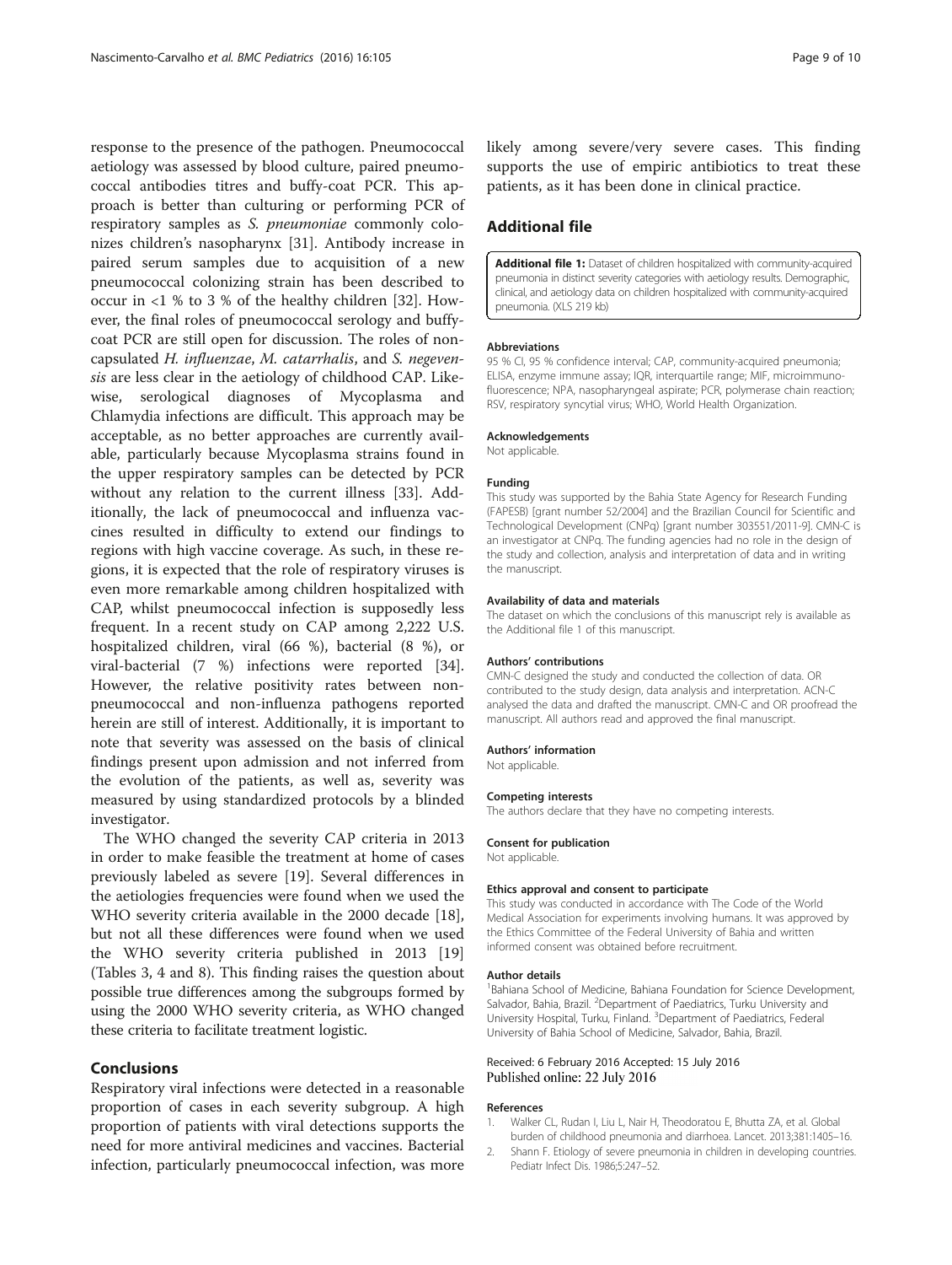response to the presence of the pathogen. Pneumococcal aetiology was assessed by blood culture, paired pneumococcal antibodies titres and buffy-coat PCR. This approach is better than culturing or performing PCR of respiratory samples as *S. pneumoniae* commonly colonizes children's nasopharynx [31]. Antibody increase in paired serum samples due to acquisition of a new pneumococcal colonizing strain has been described to occur in <1 % to 3 % of the healthy children [32]. However, the final roles of pneumococcal serology and buffy-coat PCR are still open for discussion. The roles of non-capsulated *H. influenzae*, *M. catarrhalis*, and *S. negevensis* are less clear in the aetiology of childhood CAP. Likewise, serological diagnoses of Mycoplasma and Chlamydia infections are difficult. This approach may be acceptable, as no better approaches are currently available, particularly because Mycoplasma strains found in the upper respiratory samples can be detected by PCR without any relation to the current illness [33]. Additionally, the lack of pneumococcal and influenza vaccines resulted in difficulty to extend our findings to regions with high vaccine coverage. As such, in these regions, it is expected that the role of respiratory viruses is even more remarkable among children hospitalized with CAP, whilst pneumococcal infection is supposedly less frequent. In a recent study on CAP among 2,222 U.S. hospitalized children, viral (66 %), bacterial (8 %), or viral-bacterial (7 %) infections were reported [34]. However, the relative positivity rates between non-pneumococcal and non-influenza pathogens reported herein are still of interest. Additionally, it is important to note that severity was assessed on the basis of clinical findings present upon admission and not inferred from the evolution of the patients, as well as, severity was measured by using standardized protocols by a blinded investigator.

The WHO changed the severity CAP criteria in 2013 in order to make feasible the treatment at home of cases previously labeled as severe [19]. Several differences in the aetiologies frequencies were found when we used the WHO severity criteria available in the 2000 decade [18], but not all these differences were found when we used the WHO severity criteria published in 2013 [19] (Tables 3, 4 and 8). This finding raises the question about possible true differences among the subgroups formed by using the 2000 WHO severity criteria, as WHO changed these criteria to facilitate treatment logistic.

## Conclusions

Respiratory viral infections were detected in a reasonable proportion of cases in each severity subgroup. A high proportion of patients with viral detections supports the need for more antiviral medicines and vaccines. Bacterial infection, particularly pneumococcal infection, was more likely among severe/very severe cases. This finding supports the use of empiric antibiotics to treat these patients, as it has been done in clinical practice.

## Additional file

**Additional file 1:** Dataset of children hospitalized with community-acquired pneumonia in distinct severity categories with aetiology results. Demographic, clinical, and aetiology data on children hospitalized with community-acquired pneumonia. (XLS 219 kb)

#### Abbreviations

95 % CI, 95 % confidence interval; CAP, community-acquired pneumonia; ELISA, enzyme immune assay; IQR, interquartile range; MIF, microimmunofluorescence; NPA, nasopharyngeal aspirate; PCR, polymerase chain reaction; RSV, respiratory syncytial virus; WHO, World Health Organization.

#### Acknowledgements

Not applicable.

#### Funding

This study was supported by the Bahia State Agency for Research Funding (FAPESB) [grant number 52/2004] and the Brazilian Council for Scientific and Technological Development (CNPq) [grant number 303551/2011-9]. CMN-C is an investigator at CNPq. The funding agencies had no role in the design of the study and collection, analysis and interpretation of data and in writing the manuscript.

#### Availability of data and materials

The dataset on which the conclusions of this manuscript rely is available as the Additional file 1 of this manuscript.

#### Authors' contributions

CMN-C designed the study and conducted the collection of data. OR contributed to the study design, data analysis and interpretation. ACN-C analysed the data and drafted the manuscript. CMN-C and OR proofread the manuscript. All authors read and approved the final manuscript.

#### Authors' information

Not applicable.

#### Competing interests

The authors declare that they have no competing interests.

#### Consent for publication

Not applicable.

#### Ethics approval and consent to participate

This study was conducted in accordance with The Code of the World Medical Association for experiments involving humans. It was approved by the Ethics Committee of the Federal University of Bahia and written informed consent was obtained before recruitment.

#### Author details

[1]Bahiana School of Medicine, Bahiana Foundation for Science Development, Salvador, Bahia, Brazil. [2]Department of Paediatrics, Turku University and University Hospital, Turku, Finland. [3]Department of Paediatrics, Federal University of Bahia School of Medicine, Salvador, Bahia, Brazil.

Received: 6 February 2016 Accepted: 15 July 2016
Published online: 22 July 2016

#### References

1. Walker CL, Rudan I, Liu L, Nair H, Theodoratou E, Bhutta ZA, et al. Global burden of childhood pneumonia and diarrhoea. Lancet. 2013;381:1405–16.
2. Shann F. Etiology of severe pneumonia in children in developing countries. Pediatr Infect Dis. 1986;5:247–52.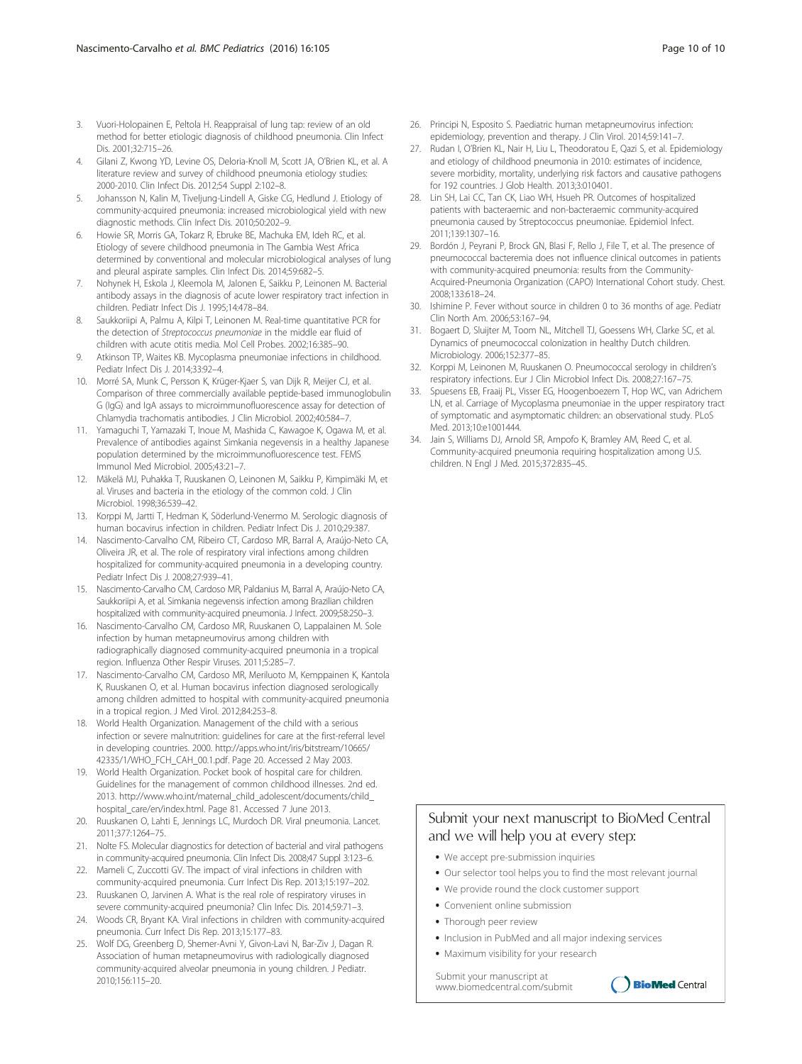3. Vuori-Holopainen E, Peltola H. Reappraisal of lung tap: review of an old method for better etiologic diagnosis of childhood pneumonia. Clin Infect Dis. 2001;32:715–26.
4. Gilani Z, Kwong YD, Levine OS, Deloria-Knoll M, Scott JA, O'Brien KL, et al. A literature review and survey of childhood pneumonia etiology studies: 2000-2010. Clin Infect Dis. 2012;54 Suppl 2:102–8.
5. Johansson N, Kalin M, Tiveljung-Lindell A, Giske CG, Hedlund J. Etiology of community-acquired pneumonia: increased microbiological yield with new diagnostic methods. Clin Infect Dis. 2010;50:202–9.
6. Howie SR, Morris GA, Tokarz R, Ebruke BE, Machuka EM, Ideh RC, et al. Etiology of severe childhood pneumonia in The Gambia West Africa determined by conventional and molecular microbiological analyses of lung and pleural aspirate samples. Clin Infect Dis. 2014;59:682–5.
7. Nohynek H, Eskola J, Kleemola M, Jalonen E, Saikku P, Leinonen M. Bacterial antibody assays in the diagnosis of acute lower respiratory tract infection in children. Pediatr Infect Dis J. 1995;14:478–84.
8. Saukkoriipi A, Palmu A, Kilpi T, Leinonen M. Real-time quantitative PCR for the detection of *Streptococcus pneumoniae* in the middle ear fluid of children with acute otitis media. Mol Cell Probes. 2002;16:385–90.
9. Atkinson TP, Waites KB. Mycoplasma pneumoniae infections in childhood. Pediatr Infect Dis J. 2014;33:92–4.
10. Morré SA, Munk C, Persson K, Krüger-Kjaer S, van Dijk R, Meijer CJ, et al. Comparison of three commercially available peptide-based immunoglobulin G (IgG) and IgA assays to microimmunofluorescence assay for detection of Chlamydia trachomatis antibodies. J Clin Microbiol. 2002;40:584–7.
11. Yamaguchi T, Yamazaki T, Inoue M, Mashida C, Kawagoe K, Ogawa M, et al. Prevalence of antibodies against Simkania negevensis in a healthy Japanese population determined by the microimmunofluorescence test. FEMS Immunol Med Microbiol. 2005;43:21–7.
12. Mäkelä MJ, Puhakka T, Ruuskanen O, Leinonen M, Saikku P, Kimpimäki M, et al. Viruses and bacteria in the etiology of the common cold. J Clin Microbiol. 1998;36:539–42.
13. Korppi M, Jartti T, Hedman K, Söderlund-Venermo M. Serologic diagnosis of human bocavirus infection in children. Pediatr Infect Dis J. 2010;29:387.
14. Nascimento-Carvalho CM, Ribeiro CT, Cardoso MR, Barral A, Araújo-Neto CA, Oliveira JR, et al. The role of respiratory viral infections among children hospitalized for community-acquired pneumonia in a developing country. Pediatr Infect Dis J. 2008;27:939–41.
15. Nascimento-Carvalho CM, Cardoso MR, Paldanius M, Barral A, Araújo-Neto CA, Saukkoriipi A, et al. Simkania negevensis infection among Brazilian children hospitalized with community-acquired pneumonia. J Infect. 2009;58:250–3.
16. Nascimento-Carvalho CM, Cardoso MR, Ruuskanen O, Lappalainen M. Sole infection by human metapneumovirus among children with radiographically diagnosed community-acquired pneumonia in a tropical region. Influenza Other Respir Viruses. 2011;5:285–7.
17. Nascimento-Carvalho CM, Cardoso MR, Meriluoto M, Kemppainen K, Kantola K, Ruuskanen O, et al. Human bocavirus infection diagnosed serologically among children admitted to hospital with community-acquired pneumonia in a tropical region. J Med Virol. 2012;84:253–8.
18. World Health Organization. Management of the child with a serious infection or severe malnutrition: guidelines for care at the first-referral level in developing countries. 2000. http://apps.who.int/iris/bitstream/10665/42335/1/WHO_FCH_CAH_00.1.pdf. Page 20. Accessed 2 May 2003.
19. World Health Organization. Pocket book of hospital care for children. Guidelines for the management of common childhood illnesses. 2nd ed. 2013. http://www.who.int/maternal_child_adolescent/documents/child_hospital_care/en/index.html. Page 81. Accessed 7 June 2013.
20. Ruuskanen O, Lahti E, Jennings LC, Murdoch DR. Viral pneumonia. Lancet. 2011;377:1264–75.
21. Nolte FS. Molecular diagnostics for detection of bacterial and viral pathogens in community-acquired pneumonia. Clin Infect Dis. 2008;47 Suppl 3:123–6.
22. Mameli C, Zuccotti GV. The impact of viral infections in children with community-acquired pneumonia. Curr Infect Dis Rep. 2013;15:197–202.
23. Ruuskanen O, Jarvinen A. What is the real role of respiratory viruses in severe community-acquired pneumonia? Clin Infec Dis. 2014;59:71–3.
24. Woods CR, Bryant KA. Viral infections in children with community-acquired pneumonia. Curr Infect Dis Rep. 2013;15:177–83.
25. Wolf DG, Greenberg D, Shemer-Avni Y, Givon-Lavi N, Bar-Ziv J, Dagan R. Association of human metapneumovirus with radiologically diagnosed community-acquired alveolar pneumonia in young children. J Pediatr. 2010;156:115–20.
26. Principi N, Esposito S. Paediatric human metapneumovirus infection: epidemiology, prevention and therapy. J Clin Virol. 2014;59:141–7.
27. Rudan I, O'Brien KL, Nair H, Liu L, Theodoratou E, Qazi S, et al. Epidemiology and etiology of childhood pneumonia in 2010: estimates of incidence, severe morbidity, mortality, underlying risk factors and causative pathogens for 192 countries. J Glob Health. 2013;3:010401.
28. Lin SH, Lai CC, Tan CK, Liao WH, Hsueh PR. Outcomes of hospitalized patients with bacteraemic and non-bacteraemic community-acquired pneumonia caused by Streptococcus pneumoniae. Epidemiol Infect. 2011;139:1307–16.
29. Bordón J, Peyrani P, Brock GN, Blasi F, Rello J, File T, et al. The presence of pneumococcal bacteremia does not influence clinical outcomes in patients with community-acquired pneumonia: results from the Community-Acquired-Pneumonia Organization (CAPO) International Cohort study. Chest. 2008;133:618–24.
30. Ishimine P. Fever without source in children 0 to 36 months of age. Pediatr Clin North Am. 2006;53:167–94.
31. Bogaert D, Sluijter M, Toom NL, Mitchell TJ, Goessens WH, Clarke SC, et al. Dynamics of pneumococcal colonization in healthy Dutch children. Microbiology. 2006;152:377–85.
32. Korppi M, Leinonen M, Ruuskanen O. Pneumococcal serology in children's respiratory infections. Eur J Clin Microbiol Infect Dis. 2008;27:167–75.
33. Spuesens EB, Fraaij PL, Visser EG, Hoogenboezem T, Hop WC, van Adrichem LN, et al. Carriage of Mycoplasma pneumoniae in the upper respiratory tract of symptomatic and asymptomatic children: an observational study. PLoS Med. 2013;10:e1001444.
34. Jain S, Williams DJ, Arnold SR, Ampofo K, Bramley AM, Reed C, et al. Community-acquired pneumonia requiring hospitalization among U.S. children. N Engl J Med. 2015;372:835–45.

## Submit your next manuscript to BioMed Central and we will help you at every step:

- We accept pre-submission inquiries
- Our selector tool helps you to find the most relevant journal
- We provide round the clock customer support
- Convenient online submission
- Thorough peer review
- Inclusion in PubMed and all major indexing services
- Maximum visibility for your research

Submit your manuscript at
www.biomedcentral.com/submit

BioMed Central